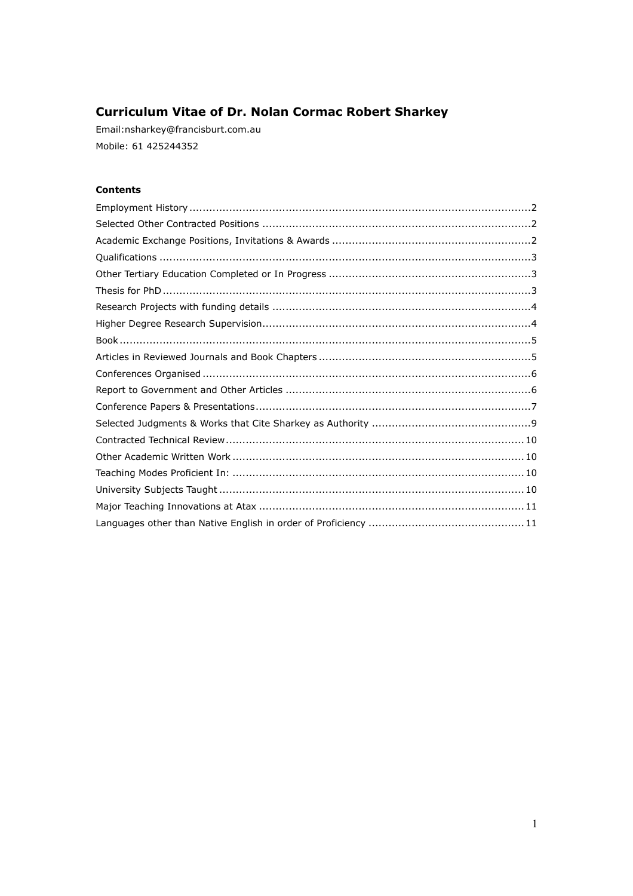# Curriculum Vitae of Dr. Nolan Cormac Robert Sharkey

Email:nsharkey@francisburt.com.au

Mobile: 61 425244352

### Contents

Employment History ....................................................................................................2
Selected Other Contracted Positions ..............................................................................2
Academic Exchange Positions, Invitations & Awards ......................................................2
Qualifications ...............................................................................................................3
Other Tertiary Education Completed or In Progress .......................................................3
Thesis for PhD ..............................................................................................................3
Research Projects with funding details ..........................................................................4
Higher Degree Research Supervision.............................................................................4
Book ............................................................................................................................5
Articles in Reviewed Journals and Book Chapters ...........................................................5
Conferences Organised .................................................................................................6
Report to Government and Other Articles ......................................................................6
Conference Papers & Presentations................................................................................7
Selected Judgments & Works that Cite Sharkey as Authority ..........................................9
Contracted Technical Review........................................................................................10
Other Academic Written Work .....................................................................................10
Teaching Modes Proficient In: ......................................................................................10
University Subjects Taught ..........................................................................................10
Major Teaching Innovations at Atax .............................................................................11
Languages other than Native English in order of Proficiency .........................................11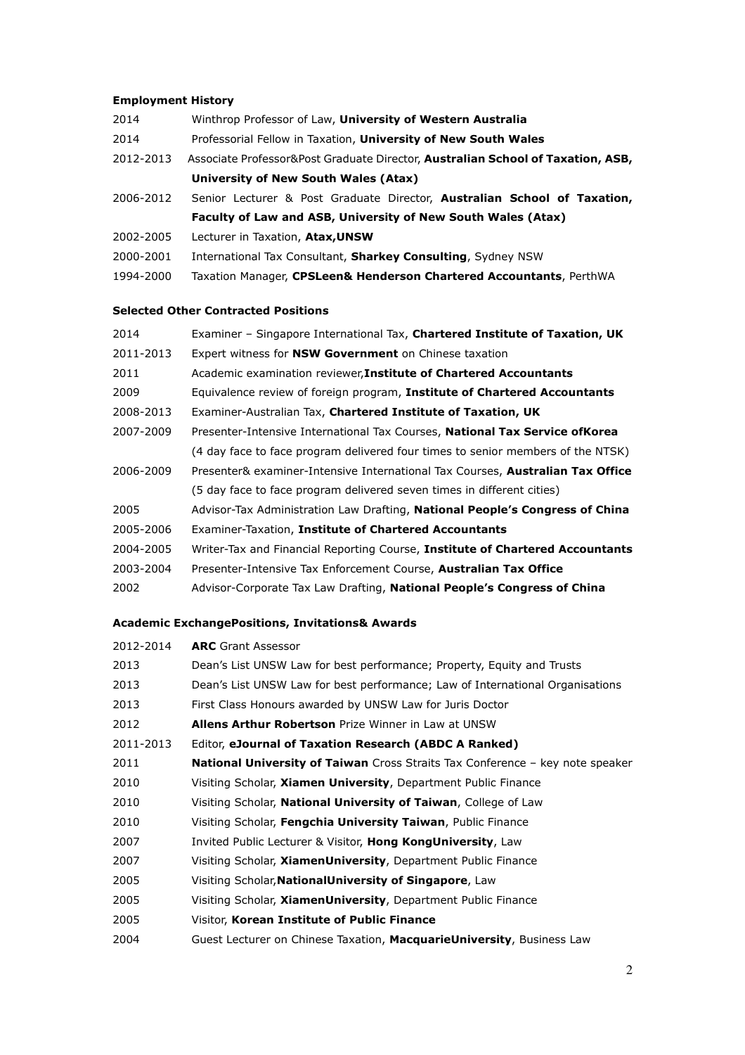**Employment History**

| | |
|---|---|
| 2014 | Winthrop Professor of Law, **University of Western Australia** |
| 2014 | Professorial Fellow in Taxation, **University of New South Wales** |
| 2012-2013 | Associate Professor&Post Graduate Director, **Australian School of Taxation, ASB, University of New South Wales (Atax)** |
| 2006-2012 | Senior Lecturer & Post Graduate Director, **Australian School of Taxation, Faculty of Law and ASB, University of New South Wales (Atax)** |
| 2002-2005 | Lecturer in Taxation, **Atax,UNSW** |
| 2000-2001 | International Tax Consultant, **Sharkey Consulting**, Sydney NSW |
| 1994-2000 | Taxation Manager, **CPSLeen& Henderson Chartered Accountants**, PerthWA |

**Selected Other Contracted Positions**

| | |
|---|---|
| 2014 | Examiner – Singapore International Tax, **Chartered Institute of Taxation, UK** |
| 2011-2013 | Expert witness for **NSW Government** on Chinese taxation |
| 2011 | Academic examination reviewer,**Institute of Chartered Accountants** |
| 2009 | Equivalence review of foreign program, **Institute of Chartered Accountants** |
| 2008-2013 | Examiner-Australian Tax, **Chartered Institute of Taxation, UK** |
| 2007-2009 | Presenter-Intensive International Tax Courses, **National Tax Service ofKorea** (4 day face to face program delivered four times to senior members of the NTSK) |
| 2006-2009 | Presenter& examiner-Intensive International Tax Courses, **Australian Tax Office** (5 day face to face program delivered seven times in different cities) |
| 2005 | Advisor-Tax Administration Law Drafting, **National People's Congress of China** |
| 2005-2006 | Examiner-Taxation, **Institute of Chartered Accountants** |
| 2004-2005 | Writer-Tax and Financial Reporting Course, **Institute of Chartered Accountants** |
| 2003-2004 | Presenter-Intensive Tax Enforcement Course, **Australian Tax Office** |
| 2002 | Advisor-Corporate Tax Law Drafting, **National People's Congress of China** |

**Academic ExchangePositions, Invitations& Awards**

| | |
|---|---|
| 2012-2014 | **ARC** Grant Assessor |
| 2013 | Dean's List UNSW Law for best performance; Property, Equity and Trusts |
| 2013 | Dean's List UNSW Law for best performance; Law of International Organisations |
| 2013 | First Class Honours awarded by UNSW Law for Juris Doctor |
| 2012 | **Allens Arthur Robertson** Prize Winner in Law at UNSW |
| 2011-2013 | Editor, **eJournal of Taxation Research (ABDC A Ranked)** |
| 2011 | **National University of Taiwan** Cross Straits Tax Conference – key note speaker |
| 2010 | Visiting Scholar, **Xiamen University**, Department Public Finance |
| 2010 | Visiting Scholar, **National University of Taiwan**, College of Law |
| 2010 | Visiting Scholar, **Fengchia University Taiwan**, Public Finance |
| 2007 | Invited Public Lecturer & Visitor, **Hong KongUniversity**, Law |
| 2007 | Visiting Scholar, **XiamenUniversity**, Department Public Finance |
| 2005 | Visiting Scholar,**NationalUniversity of Singapore**, Law |
| 2005 | Visiting Scholar, **XiamenUniversity**, Department Public Finance |
| 2005 | Visitor, **Korean Institute of Public Finance** |
| 2004 | Guest Lecturer on Chinese Taxation, **MacquarieUniversity**, Business Law |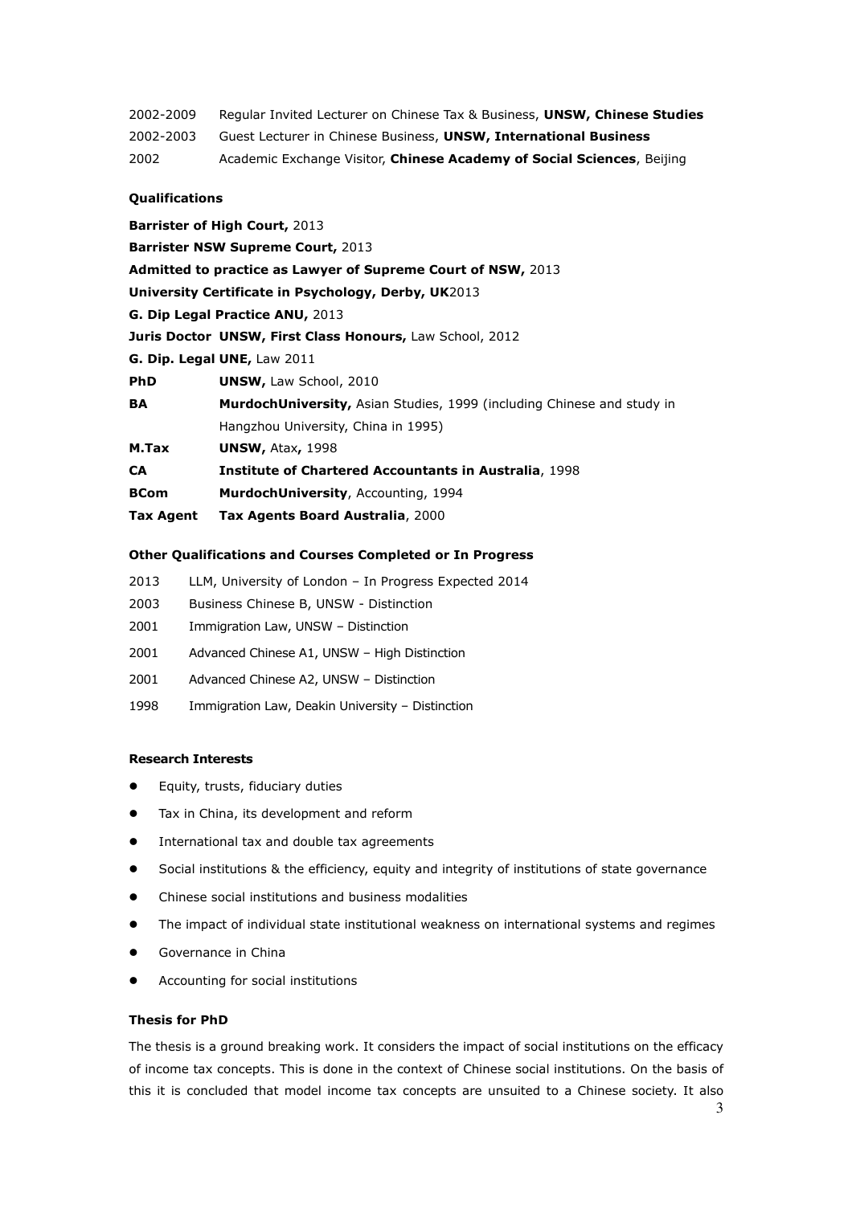2002-2009 Regular Invited Lecturer on Chinese Tax & Business, **UNSW, Chinese Studies**

2002-2003 Guest Lecturer in Chinese Business, **UNSW, International Business**

2002 Academic Exchange Visitor, **Chinese Academy of Social Sciences**, Beijing

**Qualifications**

**Barrister of High Court,** 2013

**Barrister NSW Supreme Court,** 2013

**Admitted to practice as Lawyer of Supreme Court of NSW,** 2013

**University Certificate in Psychology, Derby, UK**2013

**G. Dip Legal Practice ANU,** 2013

**Juris Doctor UNSW, First Class Honours,** Law School, 2012

**G. Dip. Legal UNE,** Law 2011

| | |
|---|---|
| **PhD** | **UNSW,** Law School, 2010 |
| **BA** | **MurdochUniversity,** Asian Studies, 1999 (including Chinese and study in Hangzhou University, China in 1995) |
| **M.Tax** | **UNSW,** Atax**,** 1998 |
| **CA** | **Institute of Chartered Accountants in Australia**, 1998 |
| **BCom** | **MurdochUniversity**, Accounting, 1994 |
| **Tax Agent** | **Tax Agents Board Australia**, 2000 |

**Other Qualifications and Courses Completed or In Progress**

2013 LLM, University of London – In Progress Expected 2014

2003 Business Chinese B, UNSW - Distinction

2001 Immigration Law, UNSW – Distinction

2001 Advanced Chinese A1, UNSW – High Distinction

2001 Advanced Chinese A2, UNSW – Distinction

1998 Immigration Law, Deakin University – Distinction

**Research Interests**

- Equity, trusts, fiduciary duties
- Tax in China, its development and reform
- International tax and double tax agreements
- Social institutions & the efficiency, equity and integrity of institutions of state governance
- Chinese social institutions and business modalities
- The impact of individual state institutional weakness on international systems and regimes
- Governance in China
- Accounting for social institutions

**Thesis for PhD**

The thesis is a ground breaking work. It considers the impact of social institutions on the efficacy of income tax concepts. This is done in the context of Chinese social institutions. On the basis of this it is concluded that model income tax concepts are unsuited to a Chinese society. It also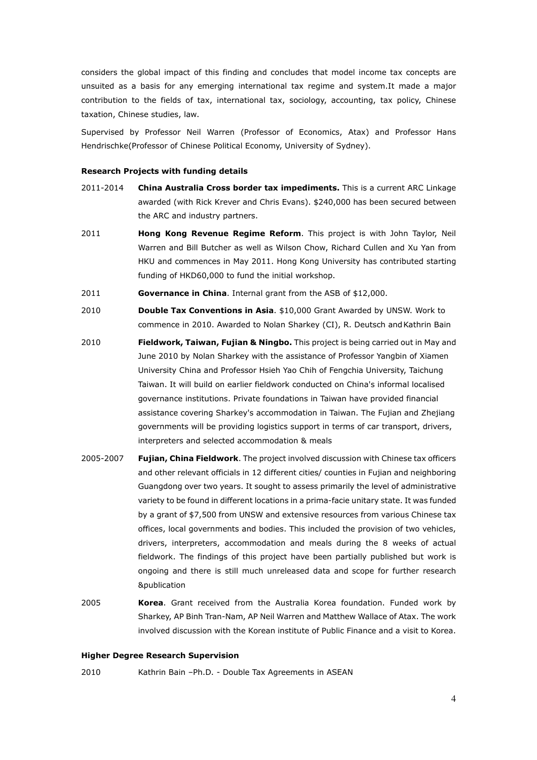considers the global impact of this finding and concludes that model income tax concepts are unsuited as a basis for any emerging international tax regime and system.It made a major contribution to the fields of tax, international tax, sociology, accounting, tax policy, Chinese taxation, Chinese studies, law.

Supervised by Professor Neil Warren (Professor of Economics, Atax) and Professor Hans Hendrischke(Professor of Chinese Political Economy, University of Sydney).

**Research Projects with funding details**

2011-2014 **China Australia Cross border tax impediments.** This is a current ARC Linkage awarded (with Rick Krever and Chris Evans). $240,000 has been secured between the ARC and industry partners.

2011 **Hong Kong Revenue Regime Reform**. This project is with John Taylor, Neil Warren and Bill Butcher as well as Wilson Chow, Richard Cullen and Xu Yan from HKU and commences in May 2011. Hong Kong University has contributed starting funding of HKD60,000 to fund the initial workshop.

2011 **Governance in China**. Internal grant from the ASB of $12,000.

2010 **Double Tax Conventions in Asia**. $10,000 Grant Awarded by UNSW. Work to commence in 2010. Awarded to Nolan Sharkey (CI), R. Deutsch and Kathrin Bain

2010 **Fieldwork, Taiwan, Fujian & Ningbo.** This project is being carried out in May and June 2010 by Nolan Sharkey with the assistance of Professor Yangbin of Xiamen University China and Professor Hsieh Yao Chih of Fengchia University, Taichung Taiwan. It will build on earlier fieldwork conducted on China's informal localised governance institutions. Private foundations in Taiwan have provided financial assistance covering Sharkey's accommodation in Taiwan. The Fujian and Zhejiang governments will be providing logistics support in terms of car transport, drivers, interpreters and selected accommodation & meals

2005-2007 **Fujian, China Fieldwork**. The project involved discussion with Chinese tax officers and other relevant officials in 12 different cities/ counties in Fujian and neighboring Guangdong over two years. It sought to assess primarily the level of administrative variety to be found in different locations in a prima-facie unitary state. It was funded by a grant of $7,500 from UNSW and extensive resources from various Chinese tax offices, local governments and bodies. This included the provision of two vehicles, drivers, interpreters, accommodation and meals during the 8 weeks of actual fieldwork. The findings of this project have been partially published but work is ongoing and there is still much unreleased data and scope for further research &publication

2005 **Korea**. Grant received from the Australia Korea foundation. Funded work by Sharkey, AP Binh Tran-Nam, AP Neil Warren and Matthew Wallace of Atax. The work involved discussion with the Korean institute of Public Finance and a visit to Korea.

**Higher Degree Research Supervision**

2010 Kathrin Bain –Ph.D. - Double Tax Agreements in ASEAN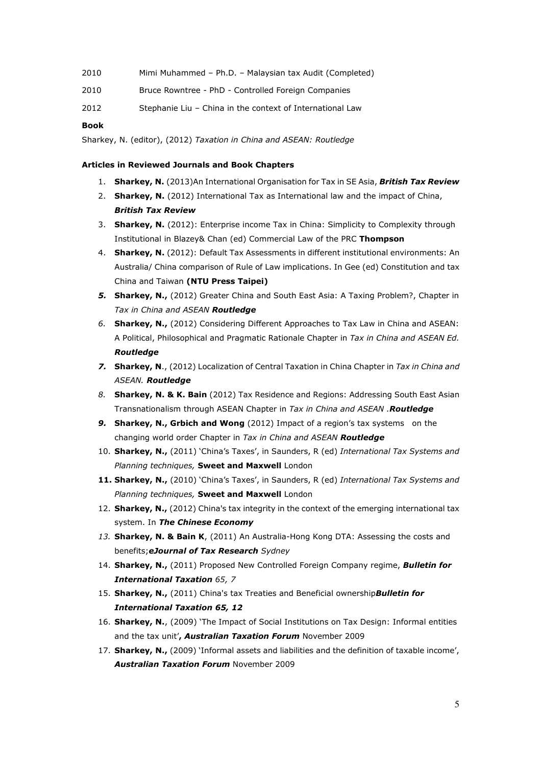2010 Mimi Muhammed – Ph.D. – Malaysian tax Audit (Completed)

2010 Bruce Rowntree - PhD - Controlled Foreign Companies

2012 Stephanie Liu – China in the context of International Law

**Book**

Sharkey, N. (editor), (2012) *Taxation in China and ASEAN: Routledge*

**Articles in Reviewed Journals and Book Chapters**

1. **Sharkey, N.** (2013)An International Organisation for Tax in SE Asia, ***British Tax Review***
2. **Sharkey, N.** (2012) International Tax as International law and the impact of China, ***British Tax Review***
3. **Sharkey, N.** (2012): Enterprise income Tax in China: Simplicity to Complexity through Institutional in Blazey& Chan (ed) Commercial Law of the PRC **Thompson**
4. **Sharkey, N.** (2012): Default Tax Assessments in different institutional environments: An Australia/ China comparison of Rule of Law implications. In Gee (ed) Constitution and tax China and Taiwan **(NTU Press Taipei)**
5. **Sharkey, N.,** (2012) Greater China and South East Asia: A Taxing Problem?, Chapter in *Tax in China and ASEAN* ***Routledge***
6. **Sharkey, N.,** (2012) Considering Different Approaches to Tax Law in China and ASEAN: A Political, Philosophical and Pragmatic Rationale Chapter in *Tax in China and ASEAN Ed.* ***Routledge***
7. **Sharkey, N**., (2012) Localization of Central Taxation in China Chapter in *Tax in China and ASEAN.* ***Routledge***
8. **Sharkey, N. & K. Bain** (2012) Tax Residence and Regions: Addressing South East Asian Transnationalism through ASEAN Chapter in *Tax in China and ASEAN .****Routledge***
9. **Sharkey, N., Grbich and Wong** (2012) Impact of a region's tax systems on the changing world order Chapter in *Tax in China and ASEAN* ***Routledge***
10. **Sharkey, N.,** (2011) 'China's Taxes', in Saunders, R (ed) *International Tax Systems and Planning techniques,* **Sweet and Maxwell** London
11. **Sharkey, N.,** (2010) 'China's Taxes', in Saunders, R (ed) *International Tax Systems and Planning techniques,* **Sweet and Maxwell** London
12. **Sharkey, N.,** (2012) China's tax integrity in the context of the emerging international tax system. In ***The Chinese Economy***
13. **Sharkey, N. & Bain K**, (2011) An Australia-Hong Kong DTA: Assessing the costs and benefits;***eJournal of Tax Research*** *Sydney*
14. **Sharkey, N.,** (2011) Proposed New Controlled Foreign Company regime, ***Bulletin for International Taxation*** *65, 7*
15. **Sharkey, N.,** (2011) China's tax Treaties and Beneficial ownership***Bulletin for International Taxation 65, 12***
16. **Sharkey, N.**, (2009) 'The Impact of Social Institutions on Tax Design: Informal entities and the tax unit'***, Australian Taxation Forum*** November 2009
17. **Sharkey, N.,** (2009) 'Informal assets and liabilities and the definition of taxable income', ***Australian Taxation Forum*** November 2009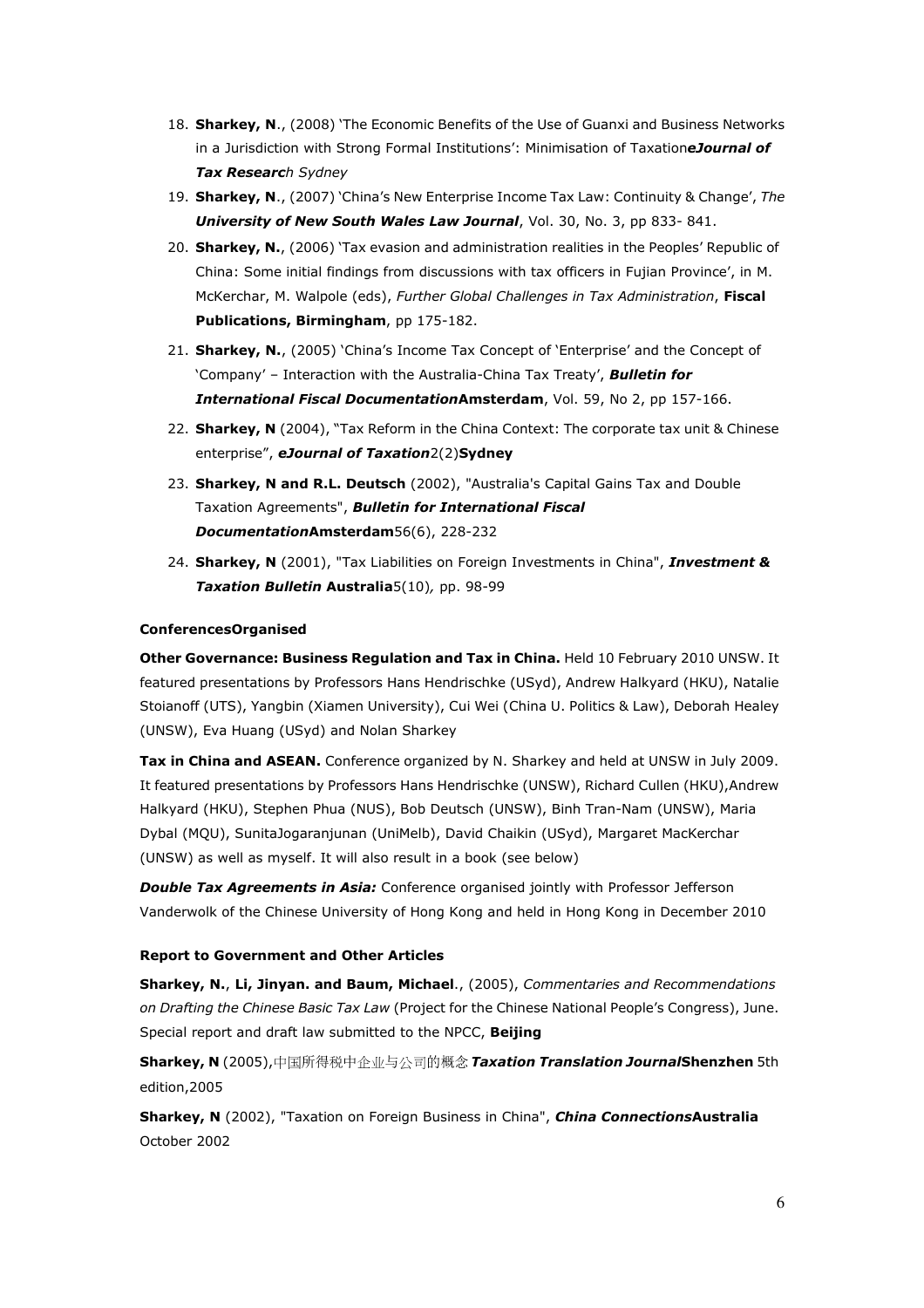18. **Sharkey, N**., (2008) 'The Economic Benefits of the Use of Guanxi and Business Networks in a Jurisdiction with Strong Formal Institutions': Minimisation of Taxation***eJournal of Tax Researc****h Sydney*
19. **Sharkey, N**., (2007) 'China's New Enterprise Income Tax Law: Continuity & Change', *The* ***University of New South Wales Law Journal***, Vol. 30, No. 3, pp 833- 841.
20. **Sharkey, N.**, (2006) 'Tax evasion and administration realities in the Peoples' Republic of China: Some initial findings from discussions with tax officers in Fujian Province', in M. McKerchar, M. Walpole (eds), *Further Global Challenges in Tax Administration*, **Fiscal Publications, Birmingham**, pp 175-182.
21. **Sharkey, N.**, (2005) 'China's Income Tax Concept of 'Enterprise' and the Concept of 'Company' – Interaction with the Australia-China Tax Treaty', ***Bulletin for International Fiscal Documentation*****Amsterdam**, Vol. 59, No 2, pp 157-166.
22. **Sharkey, N** (2004), "Tax Reform in the China Context: The corporate tax unit & Chinese enterprise", ***eJournal of Taxation***2(2)**Sydney**
23. **Sharkey, N and R.L. Deutsch** (2002), "Australia's Capital Gains Tax and Double Taxation Agreements", ***Bulletin for International Fiscal Documentation*****Amsterdam**56(6), 228-232
24. **Sharkey, N** (2001), "Tax Liabilities on Foreign Investments in China", ***Investment & Taxation Bulletin*** **Australia**5(10)*,* pp. 98-99

#### ConferencesOrganised

**Other Governance: Business Regulation and Tax in China.** Held 10 February 2010 UNSW. It featured presentations by Professors Hans Hendrischke (USyd), Andrew Halkyard (HKU), Natalie Stoianoff (UTS), Yangbin (Xiamen University), Cui Wei (China U. Politics & Law), Deborah Healey (UNSW), Eva Huang (USyd) and Nolan Sharkey

**Tax in China and ASEAN.** Conference organized by N. Sharkey and held at UNSW in July 2009. It featured presentations by Professors Hans Hendrischke (UNSW), Richard Cullen (HKU),Andrew Halkyard (HKU), Stephen Phua (NUS), Bob Deutsch (UNSW), Binh Tran-Nam (UNSW), Maria Dybal (MQU), SunitaJogaranjunan (UniMelb), David Chaikin (USyd), Margaret MacKerchar (UNSW) as well as myself. It will also result in a book (see below)

***Double Tax Agreements in Asia:*** Conference organised jointly with Professor Jefferson Vanderwolk of the Chinese University of Hong Kong and held in Hong Kong in December 2010

#### Report to Government and Other Articles

**Sharkey, N.**, **Li, Jinyan. and Baum, Michael**., (2005), *Commentaries and Recommendations on Drafting the Chinese Basic Tax Law* (Project for the Chinese National People's Congress), June. Special report and draft law submitted to the NPCC, **Beijing**

**Sharkey, N** (2005),中国所得税中企业与公司的概念 ***Taxation Translation Journal*****Shenzhen** 5th edition,2005

**Sharkey, N** (2002), "Taxation on Foreign Business in China", ***China Connections*****Australia** October 2002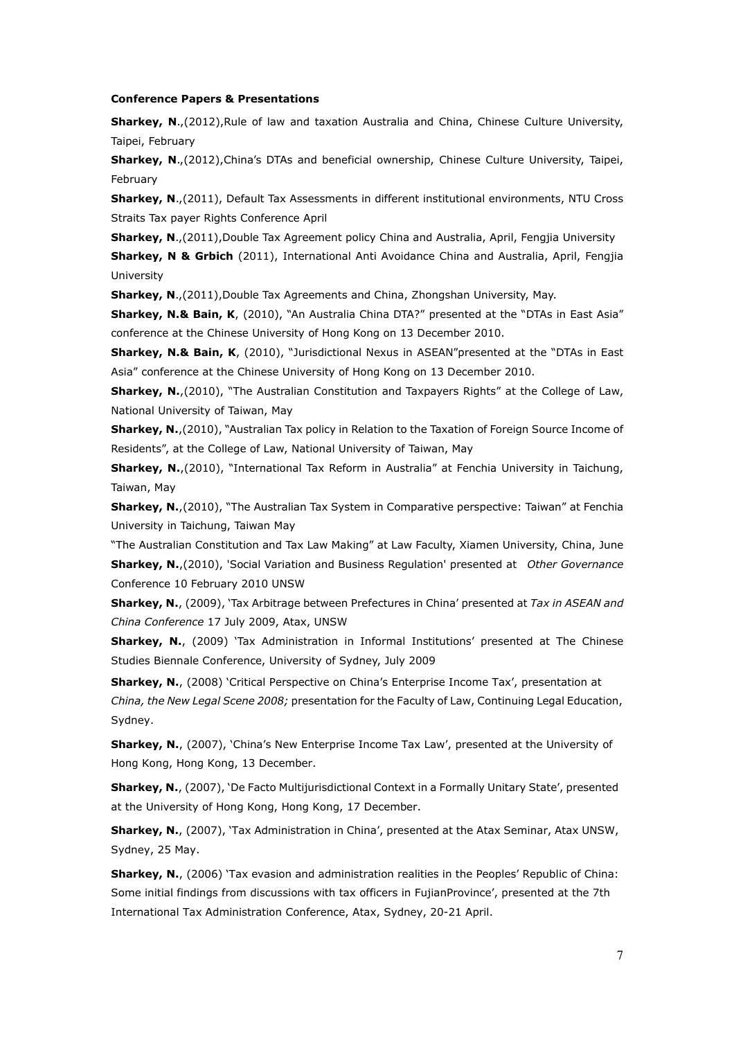**Conference Papers & Presentations**

**Sharkey, N**.,(2012),Rule of law and taxation Australia and China, Chinese Culture University, Taipei, February

**Sharkey, N**.,(2012),China's DTAs and beneficial ownership, Chinese Culture University, Taipei, February

**Sharkey, N**.,(2011), Default Tax Assessments in different institutional environments, NTU Cross Straits Tax payer Rights Conference April

**Sharkey, N**.,(2011),Double Tax Agreement policy China and Australia, April, Fengjia University

**Sharkey, N & Grbich** (2011), International Anti Avoidance China and Australia, April, Fengjia University

**Sharkey, N**.,(2011),Double Tax Agreements and China, Zhongshan University, May.

**Sharkey, N.& Bain, K**, (2010), "An Australia China DTA?" presented at the "DTAs in East Asia" conference at the Chinese University of Hong Kong on 13 December 2010.

**Sharkey, N.& Bain, K**, (2010), "Jurisdictional Nexus in ASEAN"presented at the "DTAs in East Asia" conference at the Chinese University of Hong Kong on 13 December 2010.

**Sharkey, N.**,(2010), "The Australian Constitution and Taxpayers Rights" at the College of Law, National University of Taiwan, May

**Sharkey, N.**,(2010), "Australian Tax policy in Relation to the Taxation of Foreign Source Income of Residents", at the College of Law, National University of Taiwan, May

**Sharkey, N.**,(2010), "International Tax Reform in Australia" at Fenchia University in Taichung, Taiwan, May

**Sharkey, N.**,(2010), "The Australian Tax System in Comparative perspective: Taiwan" at Fenchia University in Taichung, Taiwan May

"The Australian Constitution and Tax Law Making" at Law Faculty, Xiamen University, China, June

**Sharkey, N.**,(2010), 'Social Variation and Business Regulation' presented at *Other Governance* Conference 10 February 2010 UNSW

**Sharkey, N.**, (2009), 'Tax Arbitrage between Prefectures in China' presented at *Tax in ASEAN and China Conference* 17 July 2009, Atax, UNSW

**Sharkey, N.**, (2009) 'Tax Administration in Informal Institutions' presented at The Chinese Studies Biennale Conference, University of Sydney, July 2009

**Sharkey, N.**, (2008) 'Critical Perspective on China's Enterprise Income Tax', presentation at *China, the New Legal Scene 2008;* presentation for the Faculty of Law, Continuing Legal Education, Sydney.

**Sharkey, N.**, (2007), 'China's New Enterprise Income Tax Law', presented at the University of Hong Kong, Hong Kong, 13 December.

**Sharkey, N.**, (2007), 'De Facto Multijurisdictional Context in a Formally Unitary State', presented at the University of Hong Kong, Hong Kong, 17 December.

**Sharkey, N.**, (2007), 'Tax Administration in China', presented at the Atax Seminar, Atax UNSW, Sydney, 25 May.

**Sharkey, N.**, (2006) 'Tax evasion and administration realities in the Peoples' Republic of China: Some initial findings from discussions with tax officers in FujianProvince', presented at the 7th International Tax Administration Conference, Atax, Sydney, 20-21 April.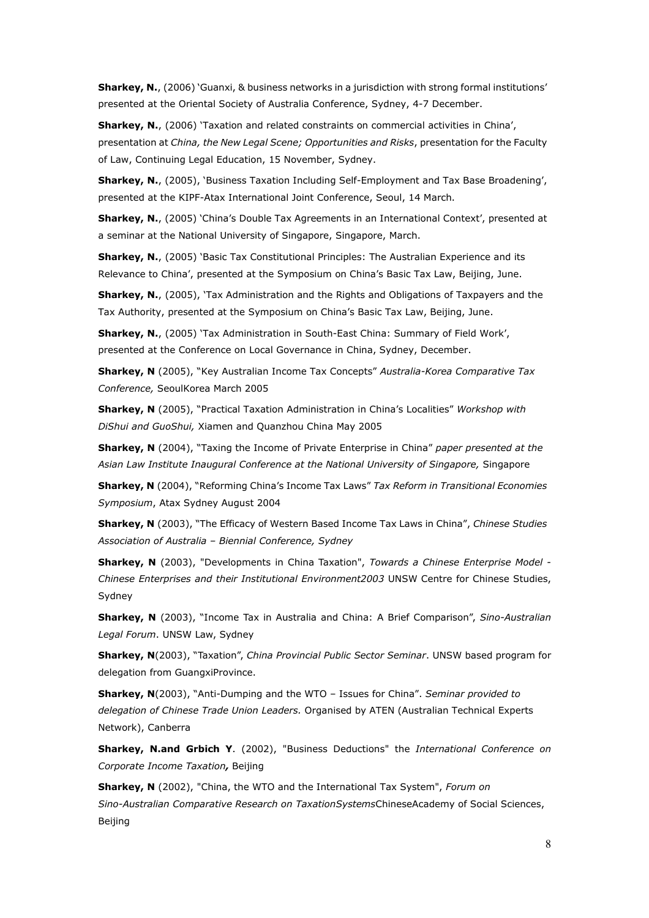**Sharkey, N.**, (2006) 'Guanxi, & business networks in a jurisdiction with strong formal institutions' presented at the Oriental Society of Australia Conference, Sydney, 4-7 December.

**Sharkey, N.**, (2006) 'Taxation and related constraints on commercial activities in China', presentation at *China, the New Legal Scene; Opportunities and Risks*, presentation for the Faculty of Law, Continuing Legal Education, 15 November, Sydney.

**Sharkey, N.**, (2005), 'Business Taxation Including Self-Employment and Tax Base Broadening', presented at the KIPF-Atax International Joint Conference, Seoul, 14 March.

**Sharkey, N.**, (2005) 'China's Double Tax Agreements in an International Context', presented at a seminar at the National University of Singapore, Singapore, March.

**Sharkey, N.**, (2005) 'Basic Tax Constitutional Principles: The Australian Experience and its Relevance to China', presented at the Symposium on China's Basic Tax Law, Beijing, June.

**Sharkey, N.**, (2005), 'Tax Administration and the Rights and Obligations of Taxpayers and the Tax Authority, presented at the Symposium on China's Basic Tax Law, Beijing, June.

**Sharkey, N.**, (2005) 'Tax Administration in South-East China: Summary of Field Work', presented at the Conference on Local Governance in China, Sydney, December.

**Sharkey, N** (2005), "Key Australian Income Tax Concepts" *Australia-Korea Comparative Tax Conference,* SeoulKorea March 2005

**Sharkey, N** (2005), "Practical Taxation Administration in China's Localities" *Workshop with DiShui and GuoShui,* Xiamen and Quanzhou China May 2005

**Sharkey, N** (2004), "Taxing the Income of Private Enterprise in China" *paper presented at the Asian Law Institute Inaugural Conference at the National University of Singapore,* Singapore

**Sharkey, N** (2004), "Reforming China's Income Tax Laws" *Tax Reform in Transitional Economies Symposium*, Atax Sydney August 2004

**Sharkey, N** (2003), "The Efficacy of Western Based Income Tax Laws in China", *Chinese Studies Association of Australia – Biennial Conference, Sydney*

**Sharkey, N** (2003), "Developments in China Taxation", *Towards a Chinese Enterprise Model - Chinese Enterprises and their Institutional Environment2003* UNSW Centre for Chinese Studies, Sydney

**Sharkey, N** (2003), "Income Tax in Australia and China: A Brief Comparison", *Sino-Australian Legal Forum*. UNSW Law, Sydney

**Sharkey, N**(2003), "Taxation", *China Provincial Public Sector Seminar*. UNSW based program for delegation from GuangxiProvince.

**Sharkey, N**(2003), "Anti-Dumping and the WTO – Issues for China". *Seminar provided to delegation of Chinese Trade Union Leaders.* Organised by ATEN (Australian Technical Experts Network), Canberra

**Sharkey, N.and Grbich Y**. (2002), "Business Deductions" the *International Conference on Corporate Income Taxation***,** Beijing

**Sharkey, N** (2002), "China, the WTO and the International Tax System", *Forum on Sino-Australian Comparative Research on TaxationSystems*ChineseAcademy of Social Sciences, Beijing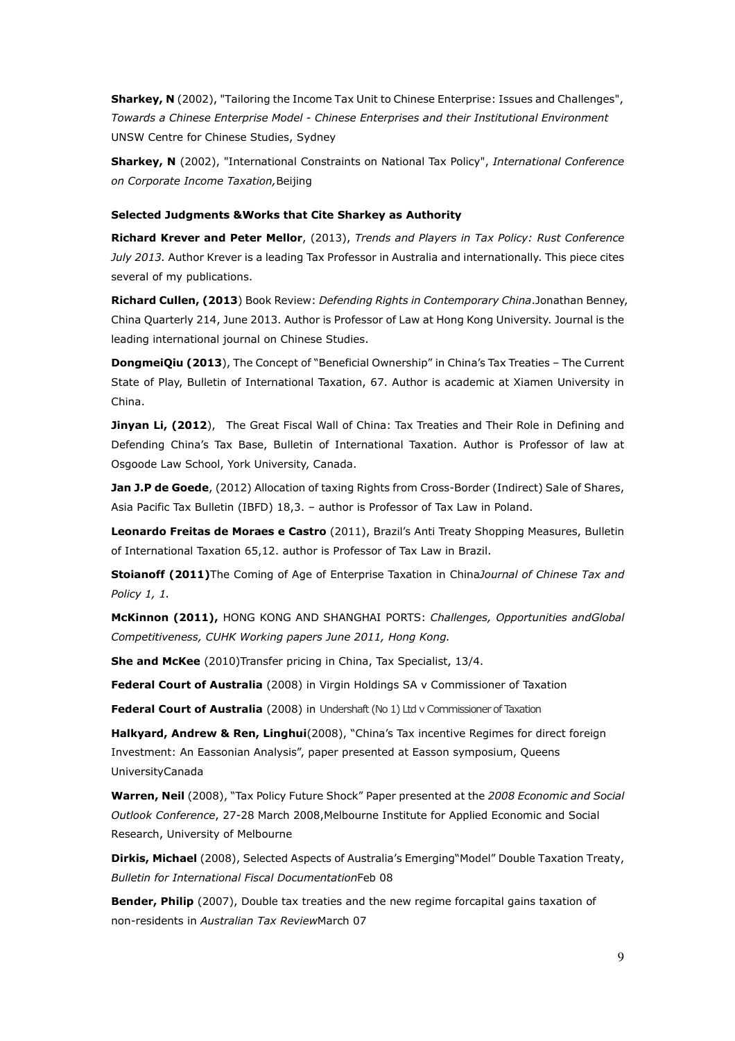**Sharkey, N** (2002), "Tailoring the Income Tax Unit to Chinese Enterprise: Issues and Challenges", *Towards a Chinese Enterprise Model - Chinese Enterprises and their Institutional Environment* UNSW Centre for Chinese Studies, Sydney

**Sharkey, N** (2002), "International Constraints on National Tax Policy", *International Conference on Corporate Income Taxation,*Beijing

**Selected Judgments &Works that Cite Sharkey as Authority**

**Richard Krever and Peter Mellor**, (2013), *Trends and Players in Tax Policy: Rust Conference July 2013.* Author Krever is a leading Tax Professor in Australia and internationally. This piece cites several of my publications.

**Richard Cullen, (2013**) Book Review: *Defending Rights in Contemporary China*.Jonathan Benney, China Quarterly 214, June 2013. Author is Professor of Law at Hong Kong University. Journal is the leading international journal on Chinese Studies.

**DongmeiQiu (2013**), The Concept of "Beneficial Ownership" in China's Tax Treaties – The Current State of Play, Bulletin of International Taxation, 67. Author is academic at Xiamen University in China.

**Jinyan Li, (2012**), The Great Fiscal Wall of China: Tax Treaties and Their Role in Defining and Defending China's Tax Base, Bulletin of International Taxation. Author is Professor of law at Osgoode Law School, York University, Canada.

**Jan J.P de Goede**, (2012) Allocation of taxing Rights from Cross-Border (Indirect) Sale of Shares, Asia Pacific Tax Bulletin (IBFD) 18,3. – author is Professor of Tax Law in Poland.

**Leonardo Freitas de Moraes e Castro** (2011), Brazil's Anti Treaty Shopping Measures, Bulletin of International Taxation 65,12. author is Professor of Tax Law in Brazil.

**Stoianoff (2011)**The Coming of Age of Enterprise Taxation in China*Journal of Chinese Tax and Policy 1, 1.*

**McKinnon (2011),** HONG KONG AND SHANGHAI PORTS: *Challenges, Opportunities andGlobal Competitiveness, CUHK Working papers June 2011, Hong Kong.*

**She and McKee** (2010)Transfer pricing in China, Tax Specialist, 13/4.

**Federal Court of Australia** (2008) in Virgin Holdings SA v Commissioner of Taxation

**Federal Court of Australia** (2008) in Undershaft (No 1) Ltd v Commissioner of Taxation

**Halkyard, Andrew & Ren, Linghui**(2008), "China's Tax incentive Regimes for direct foreign Investment: An Eassonian Analysis", paper presented at Easson symposium, Queens UniversityCanada

**Warren, Neil** (2008), "Tax Policy Future Shock" Paper presented at the *2008 Economic and Social Outlook Conference*, 27-28 March 2008,Melbourne Institute for Applied Economic and Social Research, University of Melbourne

**Dirkis, Michael** (2008), Selected Aspects of Australia's Emerging"Model" Double Taxation Treaty, *Bulletin for International Fiscal Documentation*Feb 08

**Bender, Philip** (2007), Double tax treaties and the new regime forcapital gains taxation of non-residents in *Australian Tax Review*March 07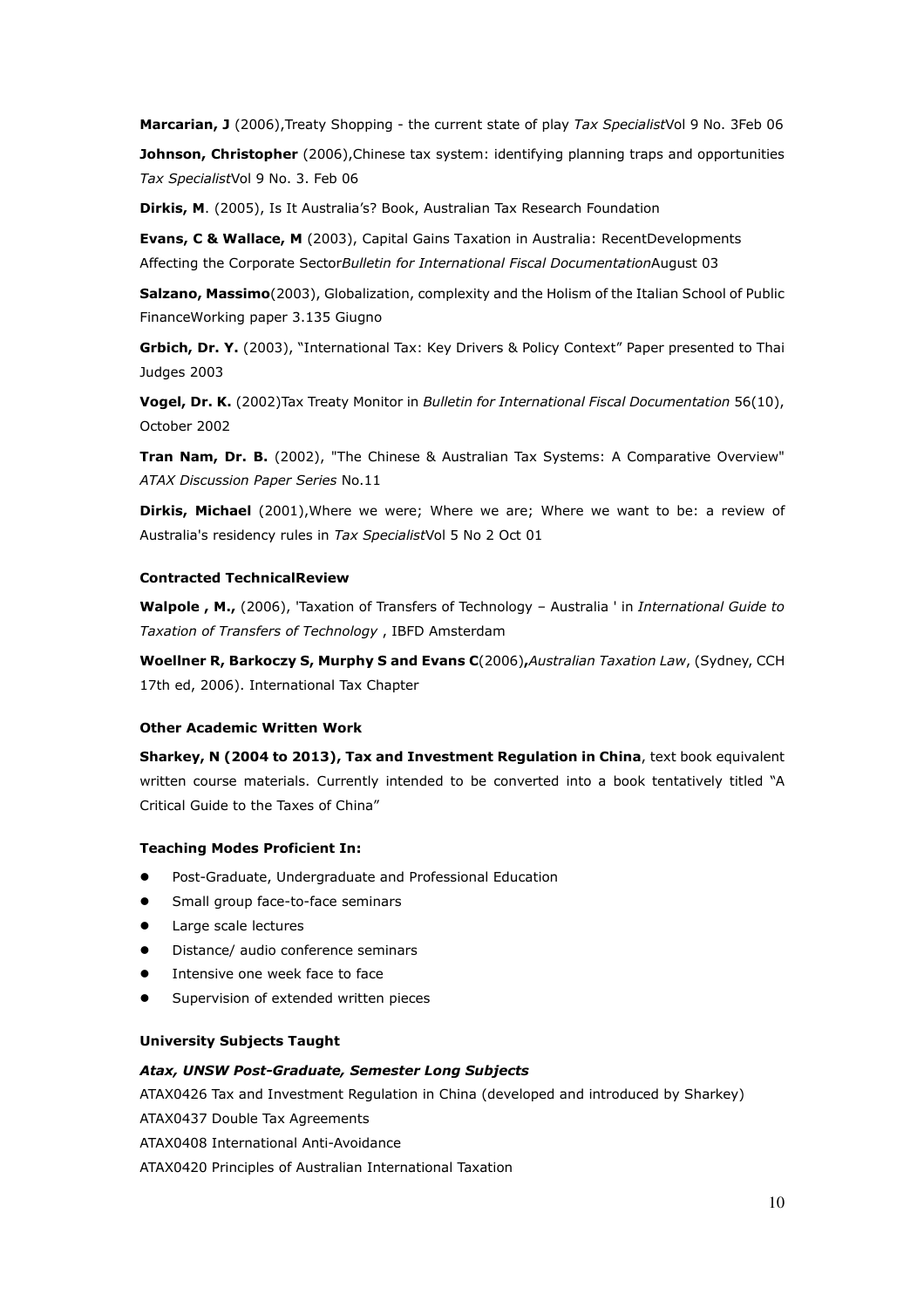**Marcarian, J** (2006),Treaty Shopping - the current state of play *Tax Specialist*Vol 9 No. 3Feb 06

**Johnson, Christopher** (2006),Chinese tax system: identifying planning traps and opportunities *Tax Specialist*Vol 9 No. 3. Feb 06

**Dirkis, M**. (2005), Is It Australia's? Book, Australian Tax Research Foundation

**Evans, C & Wallace, M** (2003), Capital Gains Taxation in Australia: RecentDevelopments Affecting the Corporate Sector*Bulletin for International Fiscal Documentation*August 03

**Salzano, Massimo**(2003), Globalization, complexity and the Holism of the Italian School of Public FinanceWorking paper 3.135 Giugno

**Grbich, Dr. Y.** (2003), "International Tax: Key Drivers & Policy Context" Paper presented to Thai Judges 2003

**Vogel, Dr. K.** (2002)Tax Treaty Monitor in *Bulletin for International Fiscal Documentation* 56(10), October 2002

**Tran Nam, Dr. B.** (2002), "The Chinese & Australian Tax Systems: A Comparative Overview" *ATAX Discussion Paper Series* No.11

**Dirkis, Michael** (2001),Where we were; Where we are; Where we want to be: a review of Australia's residency rules in *Tax Specialist*Vol 5 No 2 Oct 01

#### Contracted TechnicalReview

**Walpole , M.,** (2006), 'Taxation of Transfers of Technology – Australia ' in *International Guide to Taxation of Transfers of Technology* , IBFD Amsterdam

**Woellner R, Barkoczy S, Murphy S and Evans C**(2006)**,***Australian Taxation Law*, (Sydney, CCH 17th ed, 2006). International Tax Chapter

#### Other Academic Written Work

**Sharkey, N (2004 to 2013), Tax and Investment Regulation in China**, text book equivalent written course materials. Currently intended to be converted into a book tentatively titled "A Critical Guide to the Taxes of China"

#### Teaching Modes Proficient In:

- Post-Graduate, Undergraduate and Professional Education
- Small group face-to-face seminars
- Large scale lectures
- Distance/ audio conference seminars
- Intensive one week face to face
- Supervision of extended written pieces

#### University Subjects Taught

***Atax, UNSW Post-Graduate, Semester Long Subjects***

ATAX0426 Tax and Investment Regulation in China (developed and introduced by Sharkey)

ATAX0437 Double Tax Agreements

ATAX0408 International Anti-Avoidance

ATAX0420 Principles of Australian International Taxation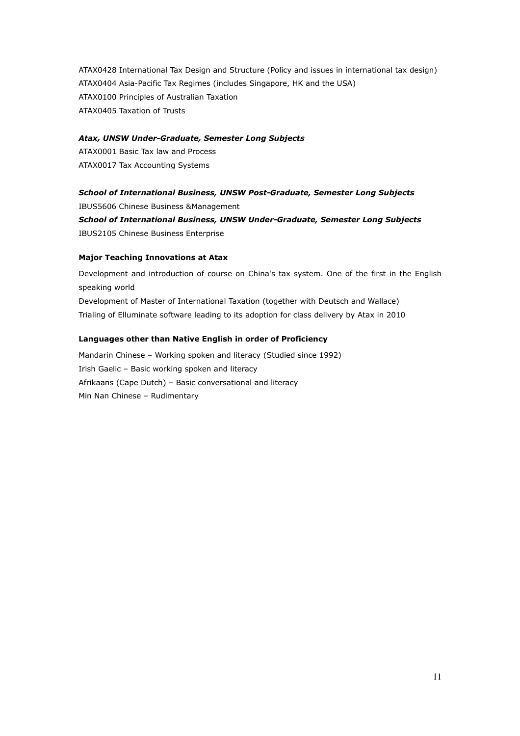ATAX0428 International Tax Design and Structure (Policy and issues in international tax design)
ATAX0404 Asia-Pacific Tax Regimes (includes Singapore, HK and the USA)
ATAX0100 Principles of Australian Taxation
ATAX0405 Taxation of Trusts

***Atax, UNSW Under-Graduate, Semester Long Subjects***

ATAX0001 Basic Tax law and Process
ATAX0017 Tax Accounting Systems

***School of International Business, UNSW Post-Graduate, Semester Long Subjects***

IBUS5606 Chinese Business &Management

***School of International Business, UNSW Under-Graduate, Semester Long Subjects***

IBUS2105 Chinese Business Enterprise

**Major Teaching Innovations at Atax**

Development and introduction of course on China's tax system. One of the first in the English speaking world
Development of Master of International Taxation (together with Deutsch and Wallace)
Trialing of Elluminate software leading to its adoption for class delivery by Atax in 2010

**Languages other than Native English in order of Proficiency**

Mandarin Chinese – Working spoken and literacy (Studied since 1992)
Irish Gaelic – Basic working spoken and literacy
Afrikaans (Cape Dutch) – Basic conversational and literacy
Min Nan Chinese – Rudimentary